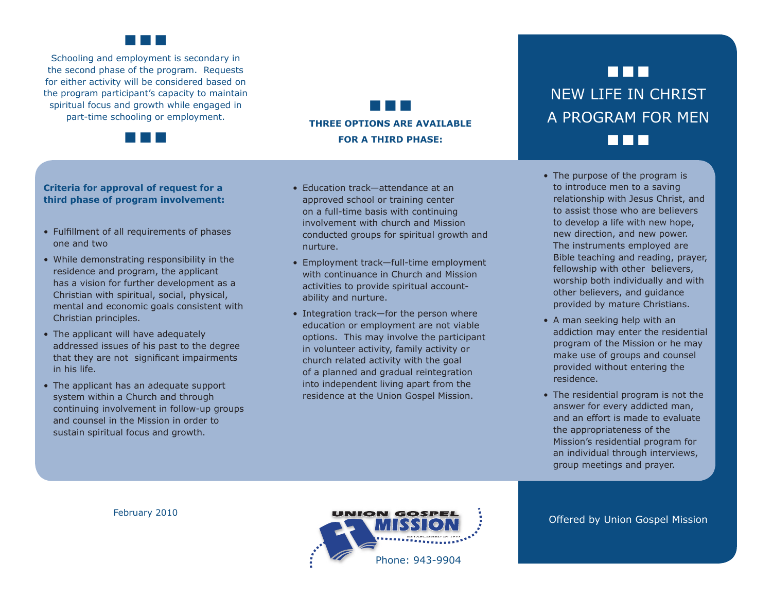Schooling and employment is secondary in the second phase of the program. Requests for either activity will be considered based on the program participant's capacity to maintain spiritual focus and growth while engaged in part-time schooling or employment.

**Criteria for approval of request for a third phase of program involvement:**

- Fulfillment of all requirements of phases one and two
- While demonstrating responsibility in the residence and program, the applicant has a vision for further development as a Christian with spiritual, social, physical, mental and economic goals consistent with Christian principles.
- The applicant will have adequately addressed issues of his past to the degree that they are not significant impairments in his life.
- The applicant has an adequate support system within a Church and through continuing involvement in follow-up groups and counsel in the Mission in order to sustain spiritual focus and growth.

**THREE OPTIONS ARE AVAILABLE FOR A THIRD PHASE:**

- Education track—attendance at an approved school or training center on a full-time basis with continuing involvement with church and Mission conducted groups for spiritual growth and nurture.
- Employment track—full-time employment with continuance in Church and Mission activities to provide spiritual accountability and nurture.
- Integration track—for the person where education or employment are not viable options. This may involve the participant in volunteer activity, family activity or church related activity with the goal of a planned and gradual reintegration into independent living apart from the residence at the Union Gospel Mission.

February 2010

UNION GOSPEL MISSION

ESTABLISHED IN 1933

Phone: 943-9904

# NEW LIFE IN CHRIST A PROGRAM FOR MEN

- The purpose of the program is to introduce men to a saving relationship with Jesus Christ, and to assist those who are believers to develop a life with new hope, new direction, and new power. The instruments employed are Bible teaching and reading, prayer, fellowship with other believers, worship both individually and with other believers, and guidance provided by mature Christians.
- A man seeking help with an addiction may enter the residential program of the Mission or he may make use of groups and counsel provided without entering the residence.
- The residential program is not the answer for every addicted man, and an effort is made to evaluate the appropriateness of the Mission's residential program for an individual through interviews, group meetings and prayer.

Offered by Union Gospel Mission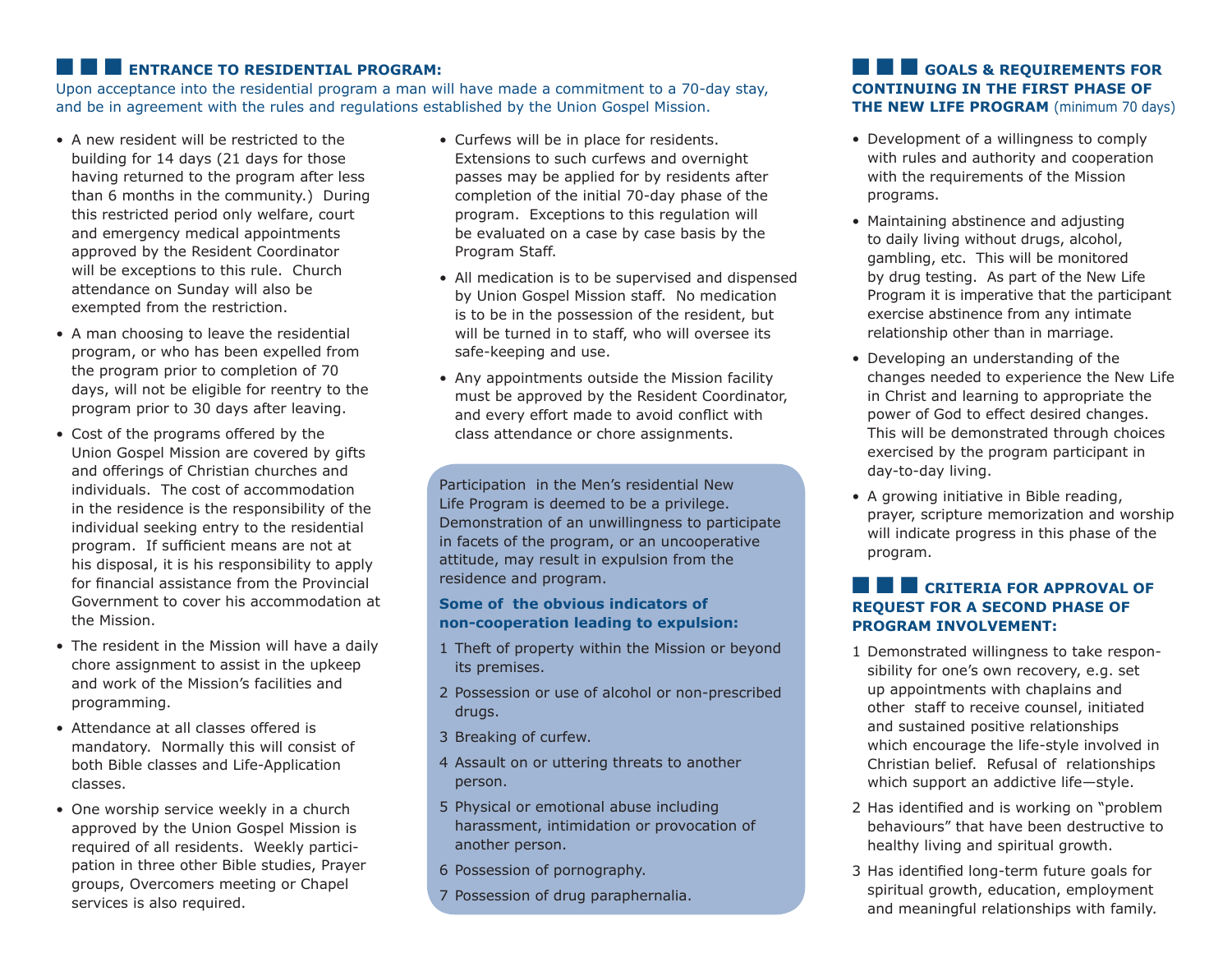## ENTRANCE TO RESIDENTIAL PROGRAM:

Upon acceptance into the residential program a man will have made a commitment to a 70-day stay, and be in agreement with the rules and regulations established by the Union Gospel Mission.

- A new resident will be restricted to the building for 14 days (21 days for those having returned to the program after less than 6 months in the community.) During this restricted period only welfare, court and emergency medical appointments approved by the Resident Coordinator will be exceptions to this rule. Church attendance on Sunday will also be exempted from the restriction.
- A man choosing to leave the residential program, or who has been expelled from the program prior to completion of 70 days, will not be eligible for reentry to the program prior to 30 days after leaving.
- Cost of the programs offered by the Union Gospel Mission are covered by gifts and offerings of Christian churches and individuals. The cost of accommodation in the residence is the responsibility of the individual seeking entry to the residential program. If sufficient means are not at his disposal, it is his responsibility to apply for financial assistance from the Provincial Government to cover his accommodation at the Mission.
- The resident in the Mission will have a daily chore assignment to assist in the upkeep and work of the Mission's facilities and programming.
- Attendance at all classes offered is mandatory. Normally this will consist of both Bible classes and Life-Application classes.
- One worship service weekly in a church approved by the Union Gospel Mission is required of all residents. Weekly participation in three other Bible studies, Prayer groups, Overcomers meeting or Chapel services is also required.
- Curfews will be in place for residents. Extensions to such curfews and overnight passes may be applied for by residents after completion of the initial 70-day phase of the program. Exceptions to this regulation will be evaluated on a case by case basis by the Program Staff.
- All medication is to be supervised and dispensed by Union Gospel Mission staff. No medication is to be in the possession of the resident, but will be turned in to staff, who will oversee its safe-keeping and use.
- Any appointments outside the Mission facility must be approved by the Resident Coordinator, and every effort made to avoid conflict with class attendance or chore assignments.

Participation in the Men's residential New Life Program is deemed to be a privilege. Demonstration of an unwillingness to participate in facets of the program, or an uncooperative attitude, may result in expulsion from the residence and program.

**Some of the obvious indicators of non-cooperation leading to expulsion:**

1. Theft of property within the Mission or beyond its premises.
2. Possession or use of alcohol or non-prescribed drugs.
3. Breaking of curfew.
4. Assault on or uttering threats to another person.
5. Physical or emotional abuse including harassment, intimidation or provocation of another person.
6. Possession of pornography.
7. Possession of drug paraphernalia.

## GOALS & REQUIREMENTS FOR CONTINUING IN THE FIRST PHASE OF THE NEW LIFE PROGRAM (minimum 70 days)

- Development of a willingness to comply with rules and authority and cooperation with the requirements of the Mission programs.
- Maintaining abstinence and adjusting to daily living without drugs, alcohol, gambling, etc. This will be monitored by drug testing. As part of the New Life Program it is imperative that the participant exercise abstinence from any intimate relationship other than in marriage.
- Developing an understanding of the changes needed to experience the New Life in Christ and learning to appropriate the power of God to effect desired changes. This will be demonstrated through choices exercised by the program participant in day-to-day living.
- A growing initiative in Bible reading, prayer, scripture memorization and worship will indicate progress in this phase of the program.

## CRITERIA FOR APPROVAL OF REQUEST FOR A SECOND PHASE OF PROGRAM INVOLVEMENT:

1. Demonstrated willingness to take responsibility for one's own recovery, e.g. set up appointments with chaplains and other staff to receive counsel, initiated and sustained positive relationships which encourage the life-style involved in Christian belief. Refusal of relationships which support an addictive life—style.
2. Has identified and is working on "problem behaviours" that have been destructive to healthy living and spiritual growth.
3. Has identified long-term future goals for spiritual growth, education, employment and meaningful relationships with family.